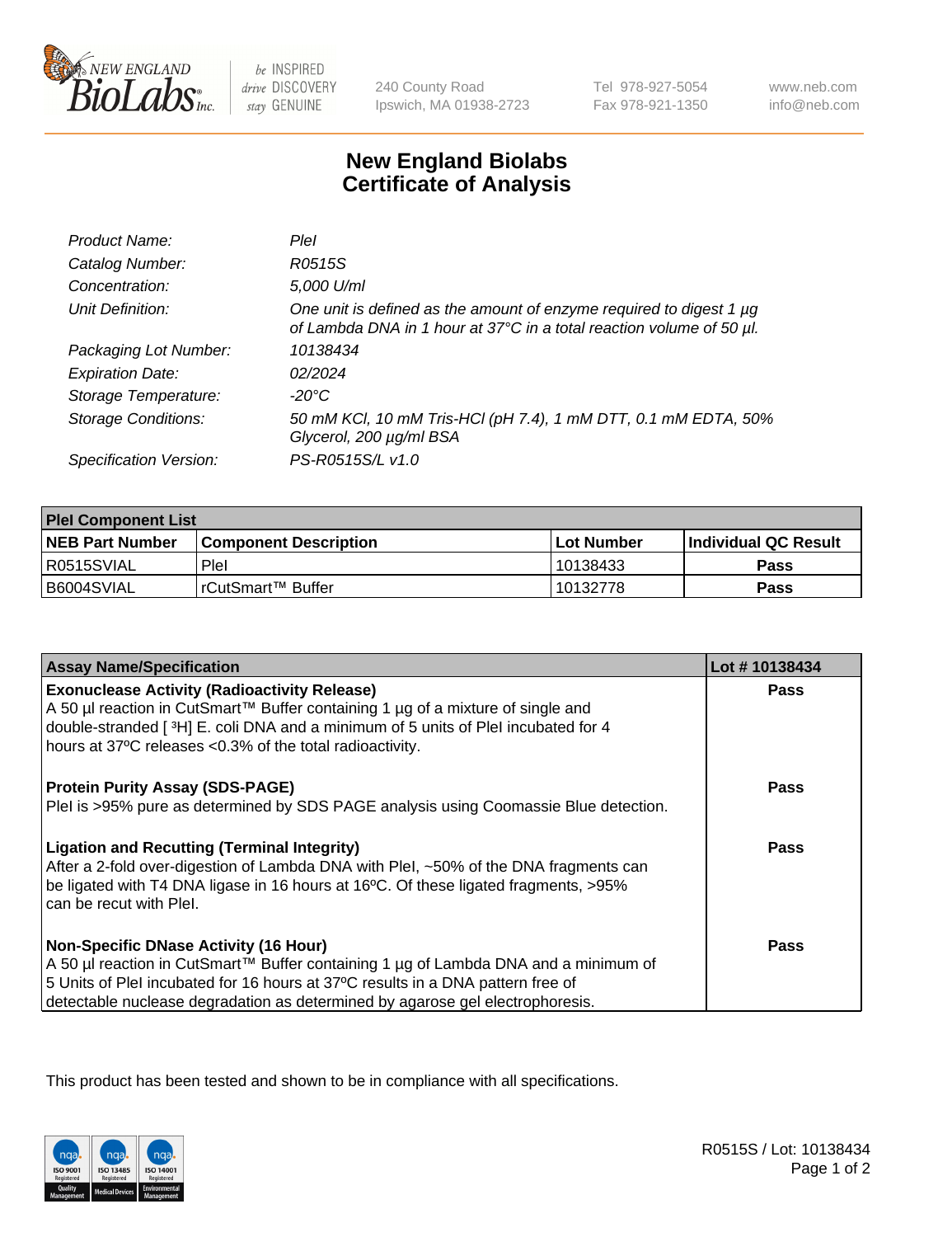# New England Biolabs Certificate of Analysis

| | |
|---|---|
| *Product Name:* | *PleI* |
| *Catalog Number:* | *R0515S* |
| *Concentration:* | *5,000 U/ml* |
| *Unit Definition:* | *One unit is defined as the amount of enzyme required to digest 1 µg of Lambda DNA in 1 hour at 37°C in a total reaction volume of 50 µl.* |
| *Packaging Lot Number:* | *10138434* |
| *Expiration Date:* | *02/2024* |
| *Storage Temperature:* | *-20°C* |
| *Storage Conditions:* | *50 mM KCl, 10 mM Tris-HCl (pH 7.4), 1 mM DTT, 0.1 mM EDTA, 50% Glycerol, 200 µg/ml BSA* |
| *Specification Version:* | *PS-R0515S/L v1.0* |

| PleI Component List | | | |
|---|---|---|---|
| **NEB Part Number** | **Component Description** | **Lot Number** | **Individual QC Result** |
| R0515SVIAL | PleI | 10138433 | **Pass** |
| B6004SVIAL | rCutSmart™ Buffer | 10132778 | **Pass** |

| Assay Name/Specification | Lot # 10138434 |
|---|---|
| **Exonuclease Activity (Radioactivity Release)** A 50 µl reaction in CutSmart™ Buffer containing 1 µg of a mixture of single and double-stranded [ $^3$H] E. coli DNA and a minimum of 5 units of PleI incubated for 4 hours at 37ºC releases <0.3% of the total radioactivity. | **Pass** |
| **Protein Purity Assay (SDS-PAGE)** PleI is >95% pure as determined by SDS PAGE analysis using Coomassie Blue detection. | **Pass** |
| **Ligation and Recutting (Terminal Integrity)** After a 2-fold over-digestion of Lambda DNA with PleI, ~50% of the DNA fragments can be ligated with T4 DNA ligase in 16 hours at 16ºC. Of these ligated fragments, >95% can be recut with PleI. | **Pass** |
| **Non-Specific DNase Activity (16 Hour)** A 50 µl reaction in CutSmart™ Buffer containing 1 µg of Lambda DNA and a minimum of 5 Units of PleI incubated for 16 hours at 37ºC results in a DNA pattern free of detectable nuclease degradation as determined by agarose gel electrophoresis. | **Pass** |

This product has been tested and shown to be in compliance with all specifications.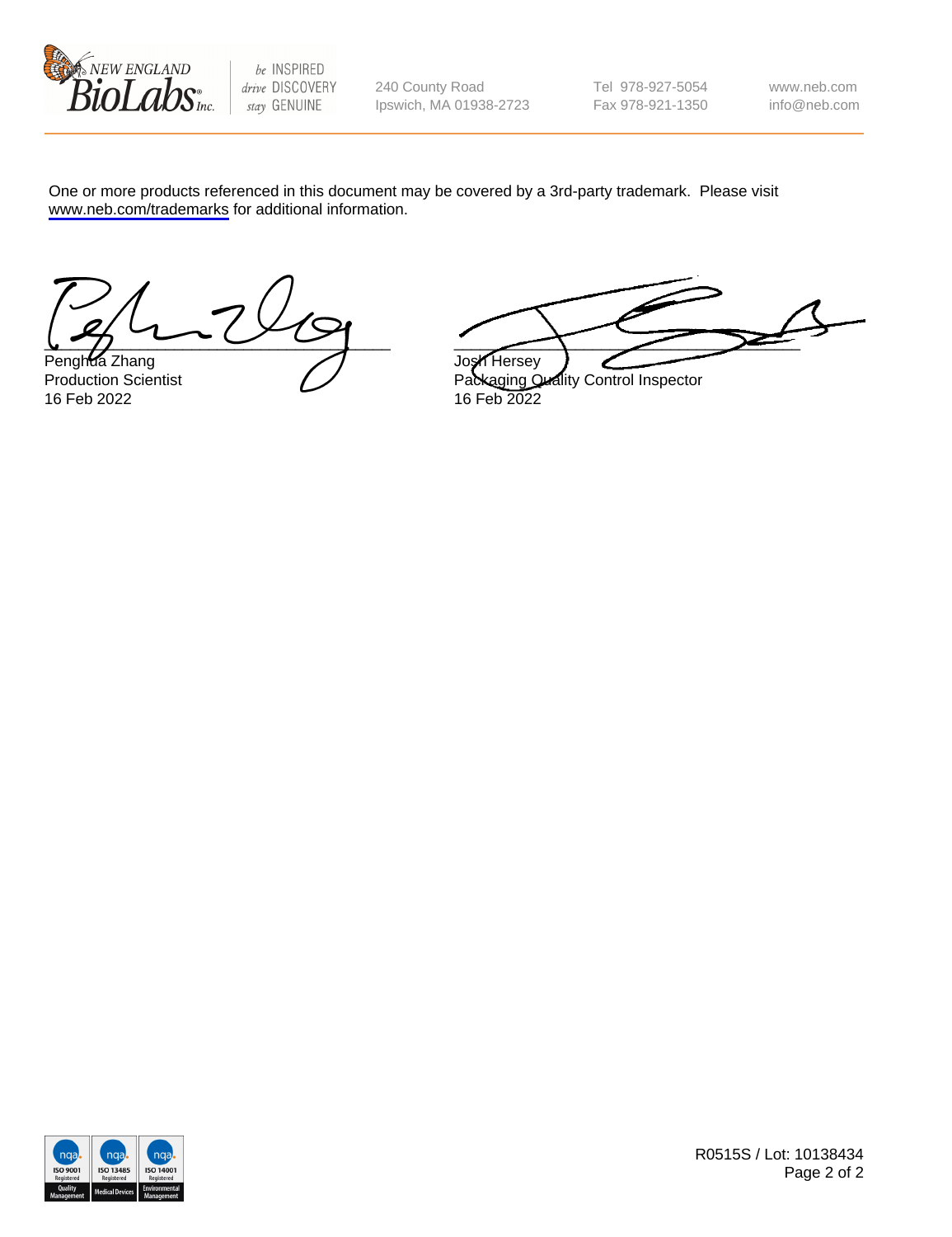One or more products referenced in this document may be covered by a 3rd-party trademark. Please visit www.neb.com/trademarks for additional information.

Penghua Zhang
Production Scientist
16 Feb 2022

Josh Hersey
Packaging Quality Control Inspector
16 Feb 2022

R0515S / Lot: 10138434